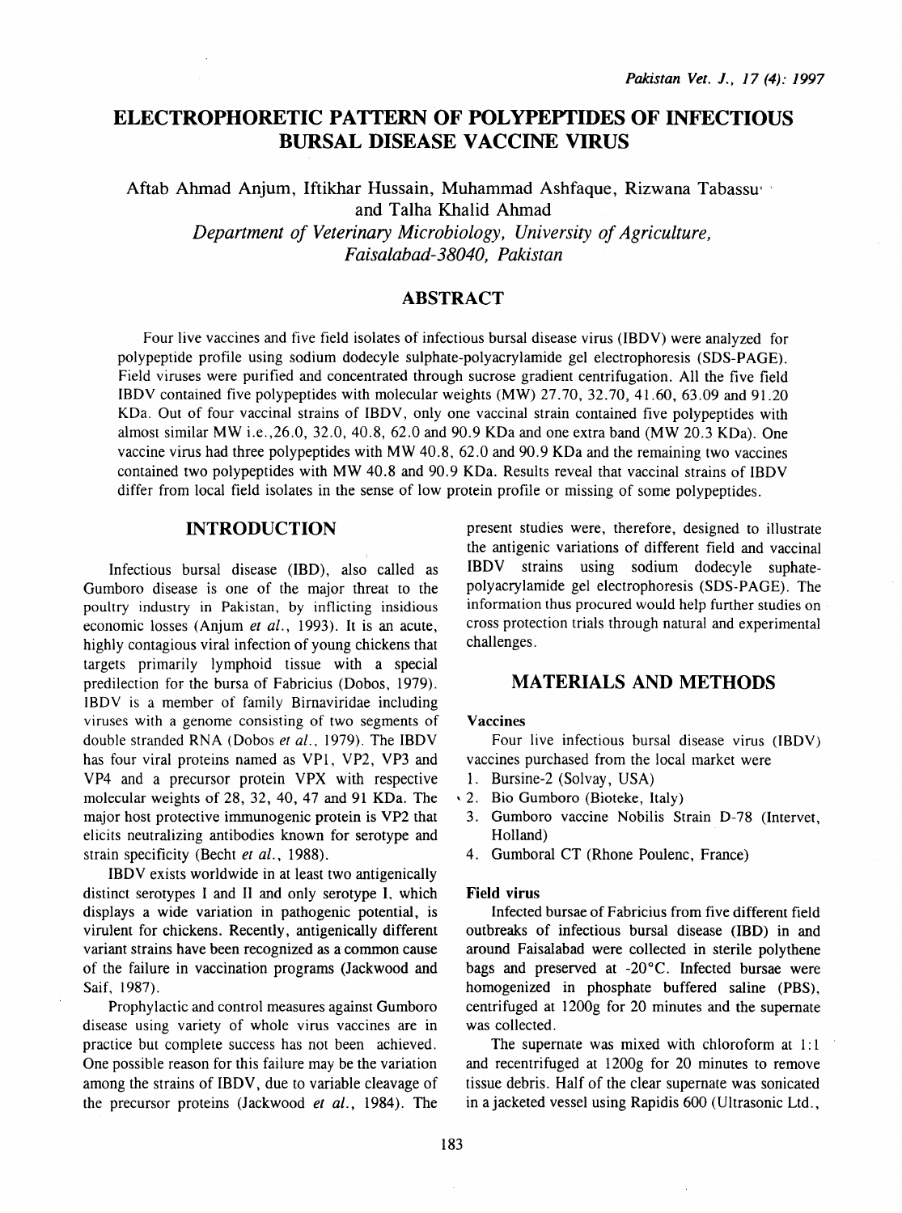# ELECTROPHORETIC PATTERN OF POLYPEPTIDES OF INFECTIOUS BURSAL DISEASE VACCINE VIRUS

Aftab Ahmad Anjum, Iftikhar Hussain, Muhammad Ashfaque, Rizwana Tabassu and Talha Khalid Ahmad

*Department of Veterinary Microbiology, University of Agriculture, Faisalabad-38040, Pakistan*

## ABSTRACT

Four live vaccines and five field isolates of infectious bursal disease virus (IBDV) were analyzed for polypeptide profile using sodium dodecyle sulphate-polyacrylamide gel electrophoresis (SDS-PAGE). Field viruses were purified and concentrated through sucrose gradient centrifugation. All the five field IBDV contained five polypeptides with molecular weights (MW) 27.70, 32.70, 41.60, 63.09 and 91.20 KDa. Out of four vaccinal strains of IBDV, only one vaccinal strain contained five polypeptides with almost similar MW i.e.,26.0, 32.0, 40.8, 62.0 and 90.9 KDa and one extra band (MW 20.3 KDa). One vaccine virus had three polypeptides with MW 40.8, 62.0 and 90.9 KDa and the remaining two vaccines contained two polypeptides with MW 40.8 and 90.9 KDa. Results reveal that vaccinal strains of IBDV differ from local field isolates in the sense of low protein profile or missing of some polypeptides.

## INTRODUCTION

Infectious bursal disease (IBD), also called as Gumboro disease is one of the major threat to the poultry industry in Pakistan, by inflicting insidious economic losses (Anjum *et al.*, 1993). It is an acute, highly contagious viral infection of young chickens that targets primarily lymphoid tissue with a special predilection for the bursa of Fabricius (Dobos, 1979). IBDV is a member of family Birnaviridae including viruses with a genome consisting of two segments of double stranded RNA (Dobos *et al.*, 1979). The IBDV has four viral proteins named as VP1, VP2, VP3 and VP4 and a precursor protein VPX with respective molecular weights of 28, 32, 40, 47 and 91 KDa. The major host protective immunogenic protein is VP2 that elicits neutralizing antibodies known for serotype and strain specificity (Becht *et al.*, 1988).

IBDV exists worldwide in at least two antigenically distinct serotypes I and II and only serotype I, which displays a wide variation in pathogenic potential, is virulent for chickens. Recently, antigenically different variant strains have been recognized as a common cause of the failure in vaccination programs (Jackwood and Saif, 1987).

Prophylactic and control measures against Gumboro disease using variety of whole virus vaccines are in practice but complete success has not been achieved. One possible reason for this failure may be the variation among the strains of IBDV, due to variable cleavage of the precursor proteins (Jackwood *et al.*, 1984). The present studies were, therefore, designed to illustrate the antigenic variations of different field and vaccinal IBDV strains using sodium dodecyle suphate-polyacrylamide gel electrophoresis (SDS-PAGE). The information thus procured would help further studies on cross protection trials through natural and experimental challenges.

## MATERIALS AND METHODS

### Vaccines

Four live infectious bursal disease virus (IBDV) vaccines purchased from the local market were

1. Bursine-2 (Solvay, USA)
2. Bio Gumboro (Bioteke, Italy)
3. Gumboro vaccine Nobilis Strain D-78 (Intervet, Holland)
4. Gumboral CT (Rhone Poulenc, France)

### Field virus

Infected bursae of Fabricius from five different field outbreaks of infectious bursal disease (IBD) in and around Faisalabad were collected in sterile polythene bags and preserved at -20°C. Infected bursae were homogenized in phosphate buffered saline (PBS), centrifuged at 1200g for 20 minutes and the supernate was collected.

The supernate was mixed with chloroform at 1:1 and recentrifuged at 1200g for 20 minutes to remove tissue debris. Half of the clear supernate was sonicated in a jacketed vessel using Rapidis 600 (Ultrasonic Ltd.,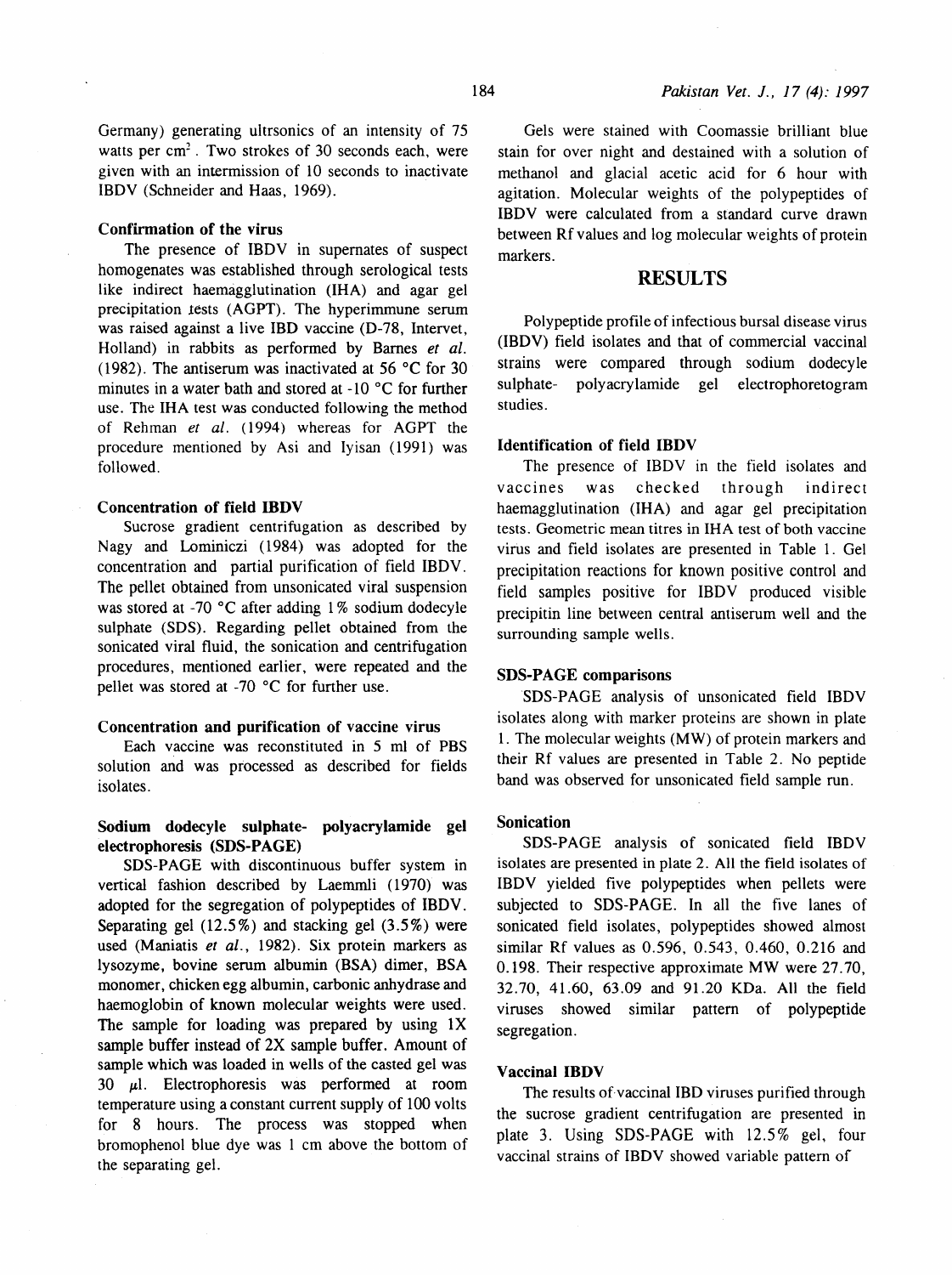Germany) generating ultrsonics of an intensity of 75 watts per $cm^2$. Two strokes of 30 seconds each, were given with an intermission of 10 seconds to inactivate IBDV (Schneider and Haas, 1969).

#### Confirmation of the virus

The presence of IBDV in supernates of suspect homogenates was established through serological tests like indirect haemagglutination (IHA) and agar gel precipitation tests (AGPT). The hyperimmune serum was raised against a live IBD vaccine (D-78, Intervet, Holland) in rabbits as performed by Barnes *et al.* (1982). The antiserum was inactivated at 56 °C for 30 minutes in a water bath and stored at -10 °C for further use. The IHA test was conducted following the method of Rehman *et al.* (1994) whereas for AGPT the procedure mentioned by Asi and Iyisan (1991) was followed.

#### Concentration of field IBDV

Sucrose gradient centrifugation as described by Nagy and Lominiczi (1984) was adopted for the concentration and partial purification of field IBDV. The pellet obtained from unsonicated viral suspension was stored at -70 °C after adding 1% sodium dodecyle sulphate (SDS). Regarding pellet obtained from the sonicated viral fluid, the sonication and centrifugation procedures, mentioned earlier, were repeated and the pellet was stored at -70 °C for further use.

#### Concentration and purification of vaccine virus

Each vaccine was reconstituted in 5 ml of PBS solution and was processed as described for fields isolates.

#### Sodium dodecyle sulphate- polyacrylamide gel electrophoresis (SDS-PAGE)

SDS-PAGE with discontinuous buffer system in vertical fashion described by Laemmli (1970) was adopted for the segregation of polypeptides of IBDV. Separating gel (12.5%) and stacking gel (3.5%) were used (Maniatis *et al.*, 1982). Six protein markers as lysozyme, bovine serum albumin (BSA) dimer, BSA monomer, chicken egg albumin, carbonic anhydrase and haemoglobin of known molecular weights were used. The sample for loading was prepared by using 1X sample buffer instead of 2X sample buffer. Amount of sample which was loaded in wells of the casted gel was 30 $\mu$l. Electrophoresis was performed at room temperature using a constant current supply of 100 volts for 8 hours. The process was stopped when bromophenol blue dye was 1 cm above the bottom of the separating gel.

Gels were stained with Coomassie brilliant blue stain for over night and destained with a solution of methanol and glacial acetic acid for 6 hour with agitation. Molecular weights of the polypeptides of IBDV were calculated from a standard curve drawn between Rf values and log molecular weights of protein markers.

## RESULTS

Polypeptide profile of infectious bursal disease virus (IBDV) field isolates and that of commercial vaccinal strains were compared through sodium dodecyle sulphate- polyacrylamide gel electrophoretogram studies.

#### Identification of field IBDV

The presence of IBDV in the field isolates and vaccines was checked through indirect haemagglutination (IHA) and agar gel precipitation tests. Geometric mean titres in IHA test of both vaccine virus and field isolates are presented in Table 1. Gel precipitation reactions for known positive control and field samples positive for IBDV produced visible precipitin line between central antiserum well and the surrounding sample wells.

#### SDS-PAGE comparisons

SDS-PAGE analysis of unsonicated field IBDV isolates along with marker proteins are shown in plate 1. The molecular weights (MW) of protein markers and their Rf values are presented in Table 2. No peptide band was observed for unsonicated field sample run.

#### Sonication

SDS-PAGE analysis of sonicated field IBDV isolates are presented in plate 2. All the field isolates of IBDV yielded five polypeptides when pellets were subjected to SDS-PAGE. In all the five lanes of sonicated field isolates, polypeptides showed almost similar Rf values as 0.596, 0.543, 0.460, 0.216 and 0.198. Their respective approximate MW were 27.70, 32.70, 41.60, 63.09 and 91.20 KDa. All the field viruses showed similar pattern of polypeptide segregation.

#### Vaccinal IBDV

The results of vaccinal IBD viruses purified through the sucrose gradient centrifugation are presented in plate 3. Using SDS-PAGE with 12.5% gel, four vaccinal strains of IBDV showed variable pattern of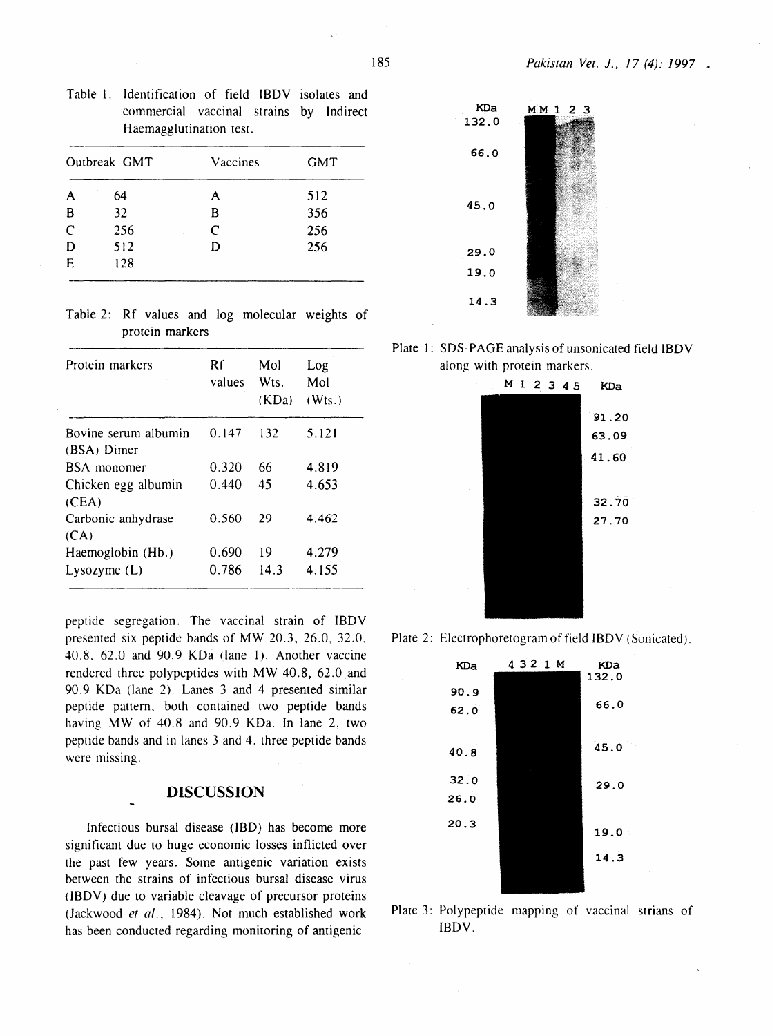Table 1: Identification of field IBDV isolates and commercial vaccinal strains by Indirect Haemagglutination test.

| Outbreak | GMT | Vaccines | GMT |
|---|---|---|---|
| A | 64 | A | 512 |
| B | 32 | B | 356 |
| C | 256 | C | 256 |
| D | 512 | D | 256 |
| E | 128 | | |

Table 2: Rf values and log molecular weights of protein markers

| Protein markers | Rf values | Mol Wts. (KDa) | Log Mol (Wts.) |
|---|---|---|---|
| Bovine serum albumin (BSA) Dimer | 0.147 | 132 | 5.121 |
| BSA monomer | 0.320 | 66 | 4.819 |
| Chicken egg albumin (CEA) | 0.440 | 45 | 4.653 |
| Carbonic anhydrase (CA) | 0.560 | 29 | 4.462 |
| Haemoglobin (Hb.) | 0.690 | 19 | 4.279 |
| Lysozyme (L) | 0.786 | 14.3 | 4.155 |

peptide segregation. The vaccinal strain of IBDV presented six peptide bands of MW 20.3, 26.0, 32.0, 40.8, 62.0 and 90.9 KDa (lane 1). Another vaccine rendered three polypeptides with MW 40.8, 62.0 and 90.9 KDa (lane 2). Lanes 3 and 4 presented similar peptide pattern, both contained two peptide bands having MW of 40.8 and 90.9 KDa. In lane 2, two peptide bands and in lanes 3 and 4, three peptide bands were missing.

## DISCUSSION

Infectious bursal disease (IBD) has become more significant due to huge economic losses inflicted over the past few years. Some antigenic variation exists between the strains of infectious bursal disease virus (IBDV) due to variable cleavage of precursor proteins (Jackwood *et al*., 1984). Not much established work has been conducted regarding monitoring of antigenic

KDa: 132.0, 66.0, 45.0, 29.0, 19.0, 14.3 — M M 1 2 3

Plate 1: SDS-PAGE analysis of unsonicated field IBDV along with protein markers.

M 1 2 3 4 5 — KDa: 91.20, 63.09, 41.60, 32.70, 27.70

Plate 2: Electrophoretogram of field IBDV (Sonicated).

KDa: 90.9, 62.0, 40.8, 32.0, 26.0, 20.3 — 4 3 2 1 M — KDa: 132.0, 66.0, 45.0, 29.0, 19.0, 14.3

Plate 3: Polypeptide mapping of vaccinal strians of IBDV.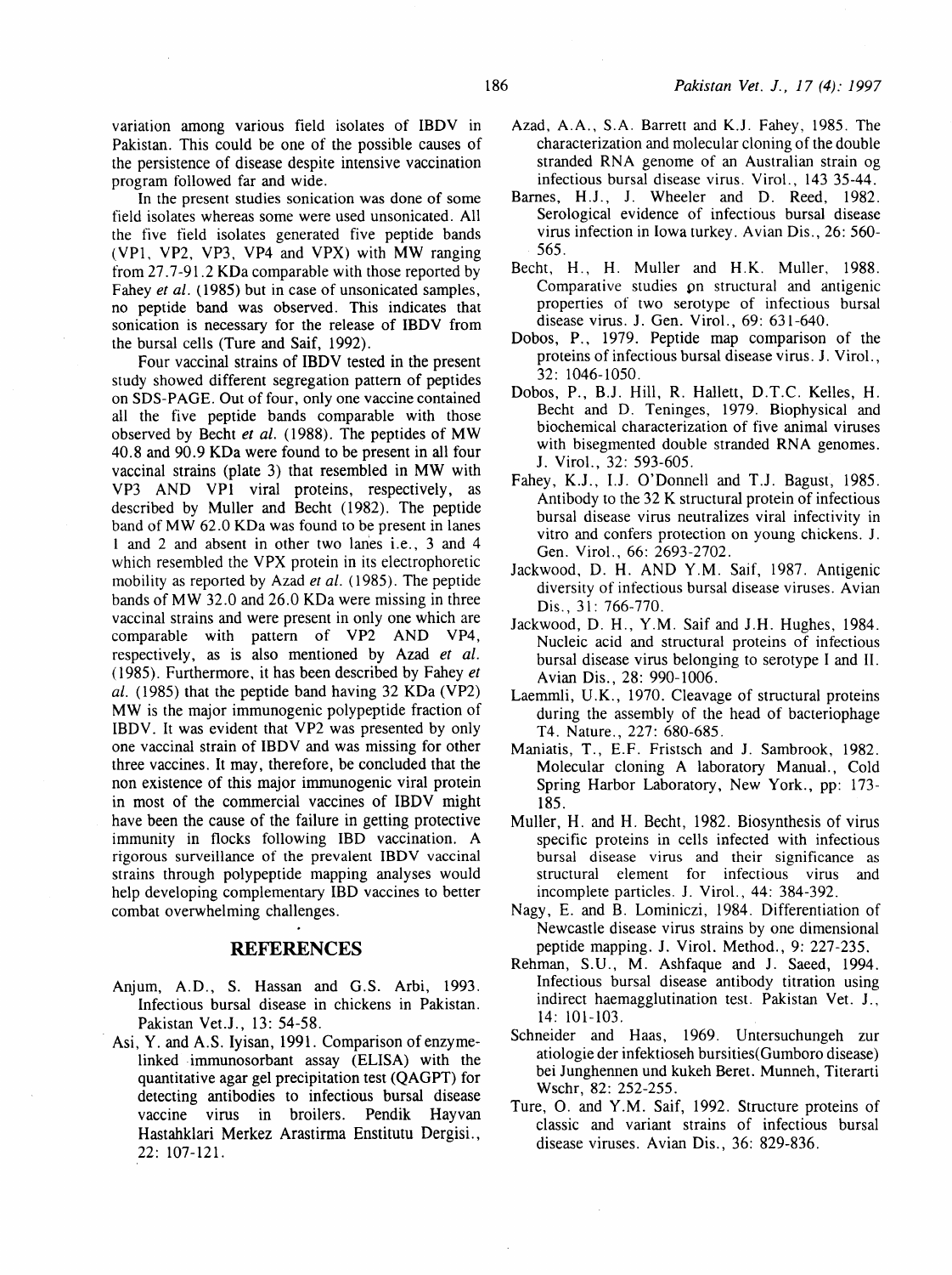variation among various field isolates of IBDV in Pakistan. This could be one of the possible causes of the persistence of disease despite intensive vaccination program followed far and wide.

In the present studies sonication was done of some field isolates whereas some were used unsonicated. All the five field isolates generated five peptide bands (VP1, VP2, VP3, VP4 and VPX) with MW ranging from 27.7-91.2 KDa comparable with those reported by Fahey *et al.* (1985) but in case of unsonicated samples, no peptide band was observed. This indicates that sonication is necessary for the release of IBDV from the bursal cells (Ture and Saif, 1992).

Four vaccinal strains of IBDV tested in the present study showed different segregation pattern of peptides on SDS-PAGE. Out of four, only one vaccine contained all the five peptide bands comparable with those observed by Becht *et al.* (1988). The peptides of MW 40.8 and 90.9 KDa were found to be present in all four vaccinal strains (plate 3) that resembled in MW with VP3 AND VP1 viral proteins, respectively, as described by Muller and Becht (1982). The peptide band of MW 62.0 KDa was found to be present in lanes 1 and 2 and absent in other two lanes i.e., 3 and 4 which resembled the VPX protein in its electrophoretic mobility as reported by Azad *et al.* (1985). The peptide bands of MW 32.0 and 26.0 KDa were missing in three vaccinal strains and were present in only one which are comparable with pattern of VP2 AND VP4, respectively, as is also mentioned by Azad *et al.* (1985). Furthermore, it has been described by Fahey *et al.* (1985) that the peptide band having 32 KDa (VP2) MW is the major immunogenic polypeptide fraction of IBDV. It was evident that VP2 was presented by only one vaccinal strain of IBDV and was missing for other three vaccines. It may, therefore, be concluded that the non existence of this major immunogenic viral protein in most of the commercial vaccines of IBDV might have been the cause of the failure in getting protective immunity in flocks following IBD vaccination. A rigorous surveillance of the prevalent IBDV vaccinal strains through polypeptide mapping analyses would help developing complementary IBD vaccines to better combat overwhelming challenges.

## REFERENCES

Anjum, A.D., S. Hassan and G.S. Arbi, 1993. Infectious bursal disease in chickens in Pakistan. Pakistan Vet.J., 13: 54-58.

Asi, Y. and A.S. Iyisan, 1991. Comparison of enzyme-linked immunosorbant assay (ELISA) with the quantitative agar gel precipitation test (QAGPT) for detecting antibodies to infectious bursal disease vaccine virus in broilers. Pendik Hayvan Hastahklari Merkez Arastirma Enstitutu Dergisi., 22: 107-121.

Azad, A.A., S.A. Barrett and K.J. Fahey, 1985. The characterization and molecular cloning of the double stranded RNA genome of an Australian strain og infectious bursal disease virus. Virol., 143 35-44.

Barnes, H.J., J. Wheeler and D. Reed, 1982. Serological evidence of infectious bursal disease virus infection in Iowa turkey. Avian Dis., 26: 560-565.

Becht, H., H. Muller and H.K. Muller, 1988. Comparative studies ρn structural and antigenic properties of two serotype of infectious bursal disease virus. J. Gen. Virol., 69: 631-640.

Dobos, P., 1979. Peptide map comparison of the proteins of infectious bursal disease virus. J. Virol., 32: 1046-1050.

Dobos, P., B.J. Hill, R. Hallett, D.T.C. Kelles, H. Becht and D. Teninges, 1979. Biophysical and biochemical characterization of five animal viruses with bisegmented double stranded RNA genomes. J. Virol., 32: 593-605.

Fahey, K.J., I.J. O'Donnell and T.J. Bagust, 1985. Antibody to the 32 K structural protein of infectious bursal disease virus neutralizes viral infectivity in vitro and confers protection on young chickens. J. Gen. Virol., 66: 2693-2702.

Jackwood, D. H. AND Y.M. Saif, 1987. Antigenic diversity of infectious bursal disease viruses. Avian Dis., 31: 766-770.

Jackwood, D. H., Y.M. Saif and J.H. Hughes, 1984. Nucleic acid and structural proteins of infectious bursal disease virus belonging to serotype I and II. Avian Dis., 28: 990-1006.

Laemmli, U.K., 1970. Cleavage of structural proteins during the assembly of the head of bacteriophage T4. Nature., 227: 680-685.

Maniatis, T., E.F. Fristsch and J. Sambrook, 1982. Molecular cloning A laboratory Manual., Cold Spring Harbor Laboratory, New York., pp: 173-185.

Muller, H. and H. Becht, 1982. Biosynthesis of virus specific proteins in cells infected with infectious bursal disease virus and their significance as structural element for infectious virus and incomplete particles. J. Virol., 44: 384-392.

Nagy, E. and B. Lominiczi, 1984. Differentiation of Newcastle disease virus strains by one dimensional peptide mapping. J. Virol. Method., 9: 227-235.

Rehman, S.U., M. Ashfaque and J. Saeed, 1994. Infectious bursal disease antibody titration using indirect haemagglutination test. Pakistan Vet. J., 14: 101-103.

Schneider and Haas, 1969. Untersuchungeh zur atiologie der infektioseh bursities(Gumboro disease) bei Junghennen und kukeh Beret. Munneh, Titerarti Wschr, 82: 252-255.

Ture, O. and Y.M. Saif, 1992. Structure proteins of classic and variant strains of infectious bursal disease viruses. Avian Dis., 36: 829-836.